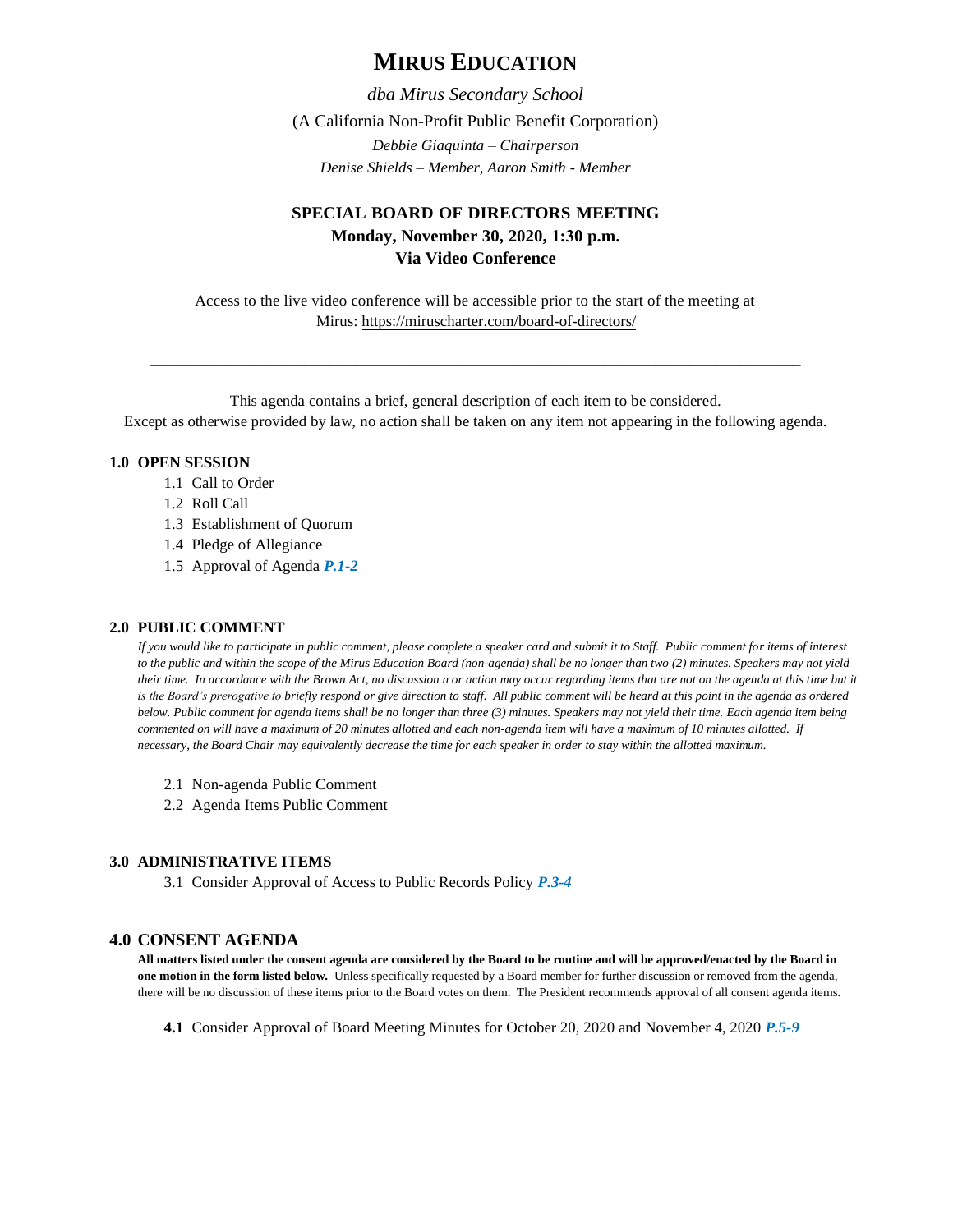# MIRUS EDUCATION

*dba Mirus Secondary School*

(A California Non-Profit Public Benefit Corporation)

*Debbie Giaquinta – Chairperson*

*Denise Shields – Member, Aaron Smith - Member*

## SPECIAL BOARD OF DIRECTORS MEETING

**Monday, November 30, 2020, 1:30 p.m.**

**Via Video Conference**

Access to the live video conference will be accessible prior to the start of the meeting at Mirus: https://miruscharter.com/board-of-directors/

---

This agenda contains a brief, general description of each item to be considered.
Except as otherwise provided by law, no action shall be taken on any item not appearing in the following agenda.

### 1.0 OPEN SESSION

1.1 Call to Order
1.2 Roll Call
1.3 Establishment of Quorum
1.4 Pledge of Allegiance
1.5 Approval of Agenda ***P.1-2***

### 2.0 PUBLIC COMMENT

*If you would like to participate in public comment, please complete a speaker card and submit it to Staff. Public comment for items of interest to the public and within the scope of the Mirus Education Board (non-agenda) shall be no longer than two (2) minutes. Speakers may not yield their time. In accordance with the Brown Act, no discussion n or action may occur regarding items that are not on the agenda at this time but it is the Board's prerogative to briefly respond or give direction to staff. All public comment will be heard at this point in the agenda as ordered below. Public comment for agenda items shall be no longer than three (3) minutes. Speakers may not yield their time. Each agenda item being commented on will have a maximum of 20 minutes allotted and each non-agenda item will have a maximum of 10 minutes allotted. If necessary, the Board Chair may equivalently decrease the time for each speaker in order to stay within the allotted maximum.*

2.1 Non-agenda Public Comment
2.2 Agenda Items Public Comment

### 3.0 ADMINISTRATIVE ITEMS

3.1 Consider Approval of Access to Public Records Policy ***P.3-4***

### 4.0 CONSENT AGENDA

**All matters listed under the consent agenda are considered by the Board to be routine and will be approved/enacted by the Board in one motion in the form listed below.** Unless specifically requested by a Board member for further discussion or removed from the agenda, there will be no discussion of these items prior to the Board votes on them. The President recommends approval of all consent agenda items.

**4.1** Consider Approval of Board Meeting Minutes for October 20, 2020 and November 4, 2020 ***P.5-9***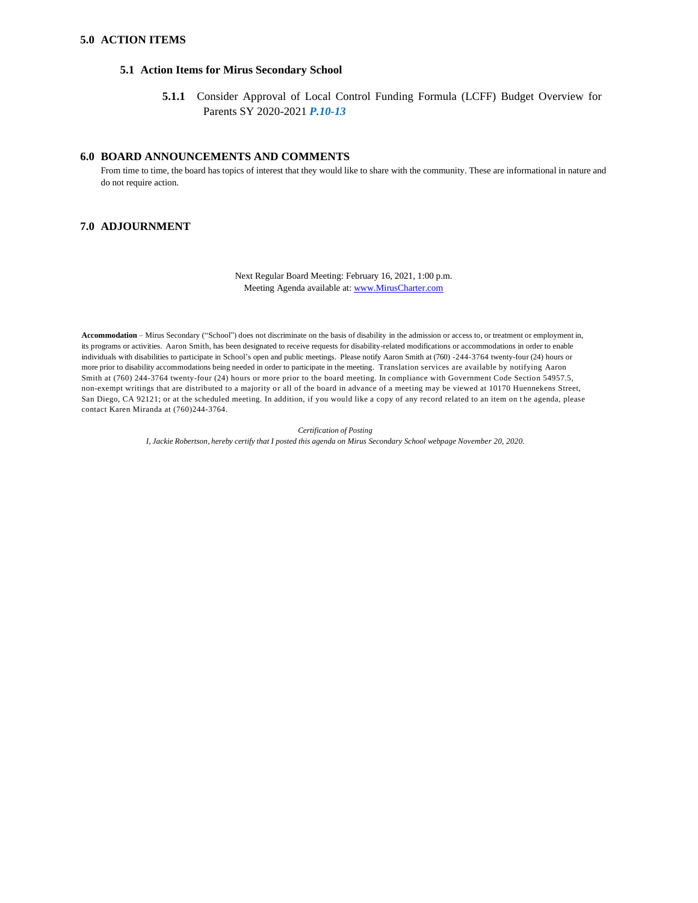## 5.0 ACTION ITEMS

### 5.1 Action Items for Mirus Secondary School

**5.1.1** Consider Approval of Local Control Funding Formula (LCFF) Budget Overview for Parents SY 2020-2021 ***P.10-13***

## 6.0 BOARD ANNOUNCEMENTS AND COMMENTS

From time to time, the board has topics of interest that they would like to share with the community. These are informational in nature and do not require action.

## 7.0 ADJOURNMENT

Next Regular Board Meeting: February 16, 2021, 1:00 p.m.
Meeting Agenda available at: [www.MirusCharter.com](http://www.MirusCharter.com)

**Accommodation** – Mirus Secondary ("School") does not discriminate on the basis of disability in the admission or access to, or treatment or employment in, its programs or activities. Aaron Smith, has been designated to receive requests for disability-related modifications or accommodations in order to enable individuals with disabilities to participate in School's open and public meetings. Please notify Aaron Smith at (760) -244-3764 twenty-four (24) hours or more prior to disability accommodations being needed in order to participate in the meeting. Translation services are available by notifying Aaron Smith at (760) 244-3764 twenty-four (24) hours or more prior to the board meeting. In compliance with Government Code Section 54957.5, non-exempt writings that are distributed to a majority or all of the board in advance of a meeting may be viewed at 10170 Huennekens Street, San Diego, CA 92121; or at the scheduled meeting. In addition, if you would like a copy of any record related to an item on the agenda, please contact Karen Miranda at (760)244-3764.

*Certification of Posting*

*I, Jackie Robertson, hereby certify that I posted this agenda on Mirus Secondary School webpage November 20, 2020.*